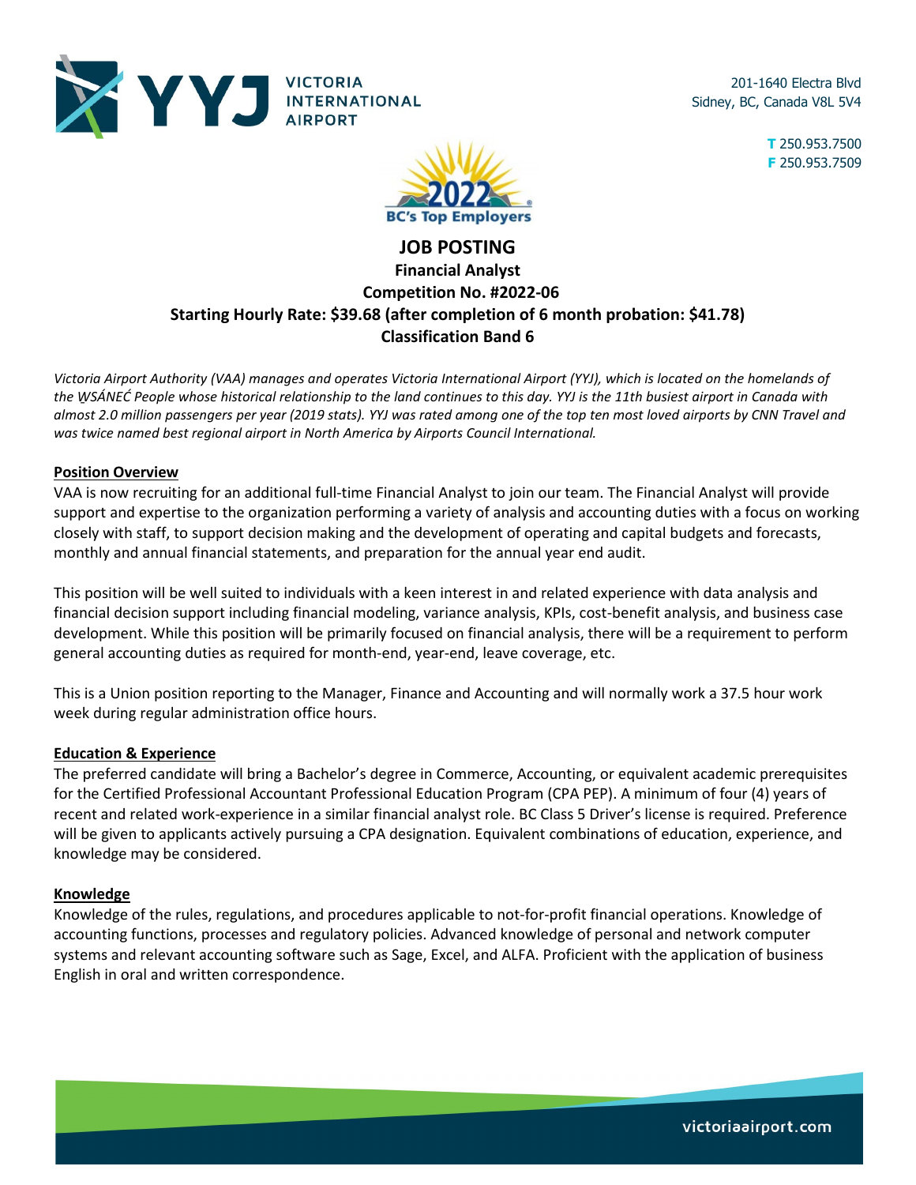201-1640 Electra Blvd
Sidney, BC, Canada V8L 5V4

**T** 250.953.7500
**F** 250.953.7509

# JOB POSTING

## Financial Analyst

### Competition No. #2022-06

### Starting Hourly Rate: $39.68 (after completion of 6 month probation: $41.78)

### Classification Band 6

*Victoria Airport Authority (VAA) manages and operates Victoria International Airport (YYJ), which is located on the homelands of the W̱SÁNEĆ People whose historical relationship to the land continues to this day. YYJ is the 11th busiest airport in Canada with almost 2.0 million passengers per year (2019 stats). YYJ was rated among one of the top ten most loved airports by CNN Travel and was twice named best regional airport in North America by Airports Council International.*

**Position Overview**

VAA is now recruiting for an additional full-time Financial Analyst to join our team. The Financial Analyst will provide support and expertise to the organization performing a variety of analysis and accounting duties with a focus on working closely with staff, to support decision making and the development of operating and capital budgets and forecasts, monthly and annual financial statements, and preparation for the annual year end audit.

This position will be well suited to individuals with a keen interest in and related experience with data analysis and financial decision support including financial modeling, variance analysis, KPIs, cost-benefit analysis, and business case development. While this position will be primarily focused on financial analysis, there will be a requirement to perform general accounting duties as required for month-end, year-end, leave coverage, etc.

This is a Union position reporting to the Manager, Finance and Accounting and will normally work a 37.5 hour work week during regular administration office hours.

**Education & Experience**

The preferred candidate will bring a Bachelor's degree in Commerce, Accounting, or equivalent academic prerequisites for the Certified Professional Accountant Professional Education Program (CPA PEP). A minimum of four (4) years of recent and related work-experience in a similar financial analyst role. BC Class 5 Driver's license is required. Preference will be given to applicants actively pursuing a CPA designation. Equivalent combinations of education, experience, and knowledge may be considered.

**Knowledge**

Knowledge of the rules, regulations, and procedures applicable to not-for-profit financial operations. Knowledge of accounting functions, processes and regulatory policies. Advanced knowledge of personal and network computer systems and relevant accounting software such as Sage, Excel, and ALFA. Proficient with the application of business English in oral and written correspondence.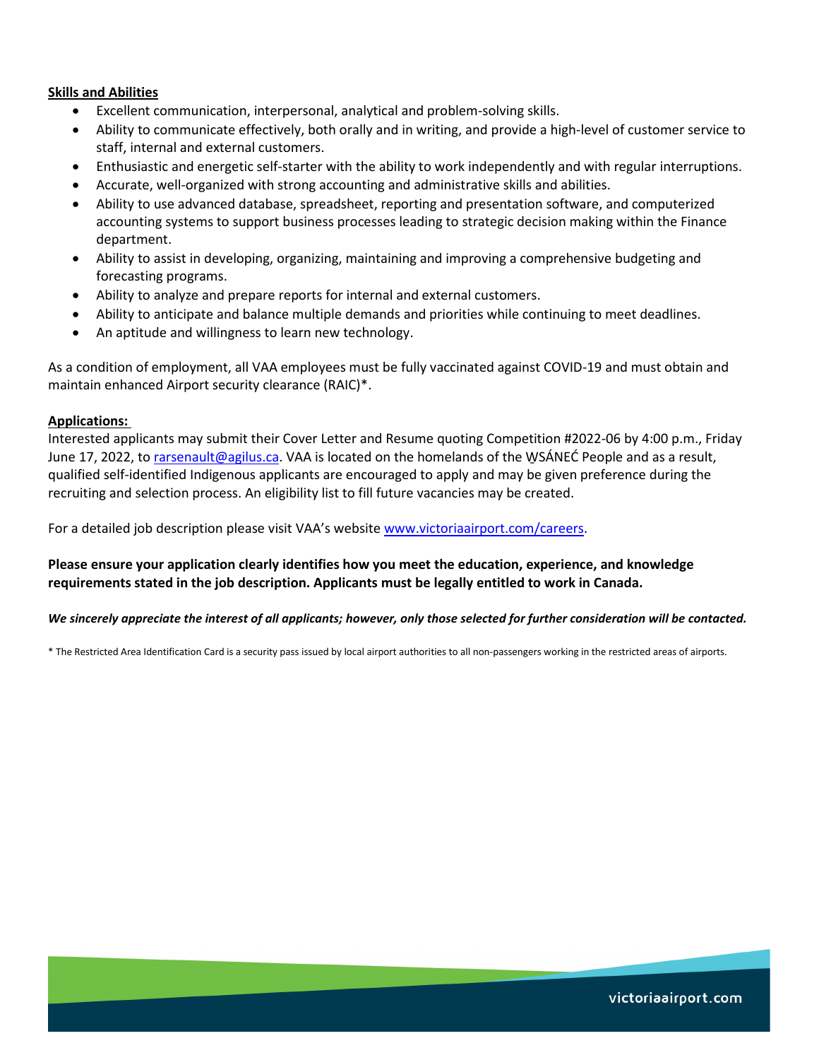**Skills and Abilities**

- Excellent communication, interpersonal, analytical and problem-solving skills.
- Ability to communicate effectively, both orally and in writing, and provide a high-level of customer service to staff, internal and external customers.
- Enthusiastic and energetic self-starter with the ability to work independently and with regular interruptions.
- Accurate, well-organized with strong accounting and administrative skills and abilities.
- Ability to use advanced database, spreadsheet, reporting and presentation software, and computerized accounting systems to support business processes leading to strategic decision making within the Finance department.
- Ability to assist in developing, organizing, maintaining and improving a comprehensive budgeting and forecasting programs.
- Ability to analyze and prepare reports for internal and external customers.
- Ability to anticipate and balance multiple demands and priorities while continuing to meet deadlines.
- An aptitude and willingness to learn new technology.

As a condition of employment, all VAA employees must be fully vaccinated against COVID-19 and must obtain and maintain enhanced Airport security clearance (RAIC)*.

**Applications:**

Interested applicants may submit their Cover Letter and Resume quoting Competition #2022-06 by 4:00 p.m., Friday June 17, 2022, to rarsenault@agilus.ca. VAA is located on the homelands of the W̱SÁNEĆ People and as a result, qualified self-identified Indigenous applicants are encouraged to apply and may be given preference during the recruiting and selection process. An eligibility list to fill future vacancies may be created.

For a detailed job description please visit VAA's website www.victoriaairport.com/careers.

**Please ensure your application clearly identifies how you meet the education, experience, and knowledge requirements stated in the job description. Applicants must be legally entitled to work in Canada.**

***We sincerely appreciate the interest of all applicants; however, only those selected for further consideration will be contacted.***

* The Restricted Area Identification Card is a security pass issued by local airport authorities to all non-passengers working in the restricted areas of airports.